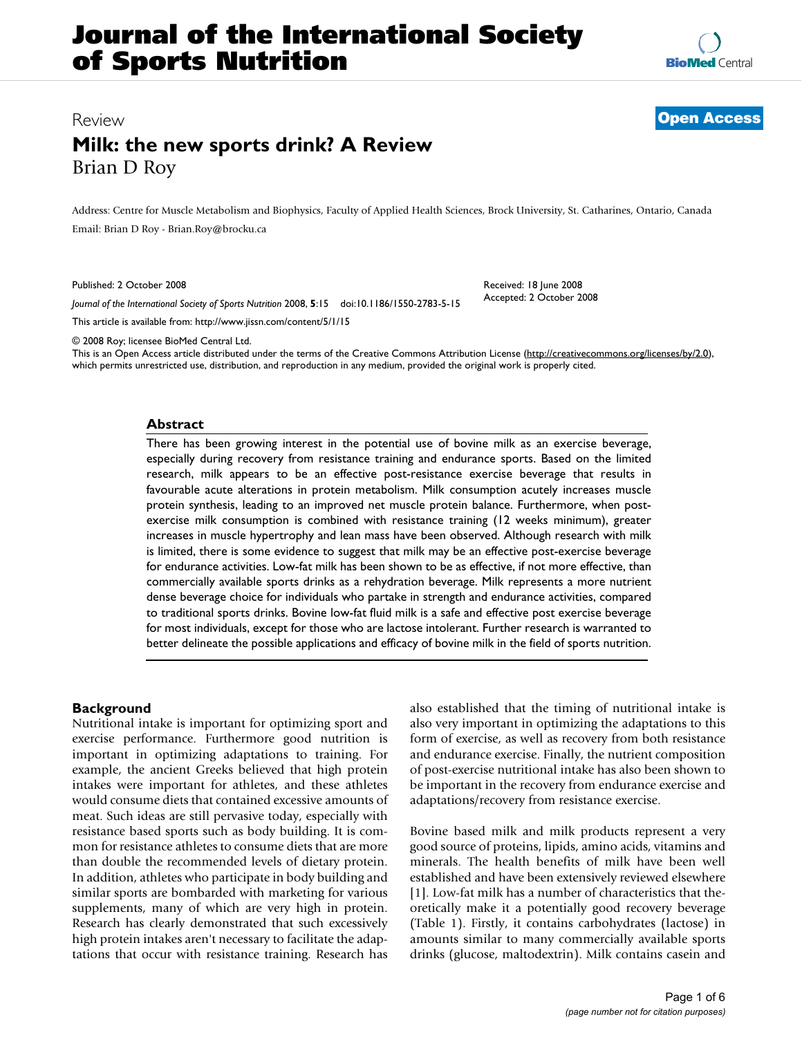# Journal of the International Society of Sports Nutrition

Review

**Open Access**

# Milk: the new sports drink? A Review

Brian D Roy

Address: Centre for Muscle Metabolism and Biophysics, Faculty of Applied Health Sciences, Brock University, St. Catharines, Ontario, Canada

Email: Brian D Roy - Brian.Roy@brocku.ca

Published: 2 October 2008

*Journal of the International Society of Sports Nutrition* 2008, **5**:15 doi:10.1186/1550-2783-5-15

Received: 18 June 2008

Accepted: 2 October 2008

This article is available from: http://www.jissn.com/content/5/1/15

© 2008 Roy; licensee BioMed Central Ltd.

This is an Open Access article distributed under the terms of the Creative Commons Attribution License (http://creativecommons.org/licenses/by/2.0), which permits unrestricted use, distribution, and reproduction in any medium, provided the original work is properly cited.

## Abstract

There has been growing interest in the potential use of bovine milk as an exercise beverage, especially during recovery from resistance training and endurance sports. Based on the limited research, milk appears to be an effective post-resistance exercise beverage that results in favourable acute alterations in protein metabolism. Milk consumption acutely increases muscle protein synthesis, leading to an improved net muscle protein balance. Furthermore, when post-exercise milk consumption is combined with resistance training (12 weeks minimum), greater increases in muscle hypertrophy and lean mass have been observed. Although research with milk is limited, there is some evidence to suggest that milk may be an effective post-exercise beverage for endurance activities. Low-fat milk has been shown to be as effective, if not more effective, than commercially available sports drinks as a rehydration beverage. Milk represents a more nutrient dense beverage choice for individuals who partake in strength and endurance activities, compared to traditional sports drinks. Bovine low-fat fluid milk is a safe and effective post exercise beverage for most individuals, except for those who are lactose intolerant. Further research is warranted to better delineate the possible applications and efficacy of bovine milk in the field of sports nutrition.

## Background

Nutritional intake is important for optimizing sport and exercise performance. Furthermore good nutrition is important in optimizing adaptations to training. For example, the ancient Greeks believed that high protein intakes were important for athletes, and these athletes would consume diets that contained excessive amounts of meat. Such ideas are still pervasive today, especially with resistance based sports such as body building. It is common for resistance athletes to consume diets that are more than double the recommended levels of dietary protein. In addition, athletes who participate in body building and similar sports are bombarded with marketing for various supplements, many of which are very high in protein. Research has clearly demonstrated that such excessively high protein intakes aren't necessary to facilitate the adaptations that occur with resistance training. Research has also established that the timing of nutritional intake is also very important in optimizing the adaptations to this form of exercise, as well as recovery from both resistance and endurance exercise. Finally, the nutrient composition of post-exercise nutritional intake has also been shown to be important in the recovery from endurance exercise and adaptations/recovery from resistance exercise.

Bovine based milk and milk products represent a very good source of proteins, lipids, amino acids, vitamins and minerals. The health benefits of milk have been well established and have been extensively reviewed elsewhere [1]. Low-fat milk has a number of characteristics that theoretically make it a potentially good recovery beverage (Table 1). Firstly, it contains carbohydrates (lactose) in amounts similar to many commercially available sports drinks (glucose, maltodextrin). Milk contains casein and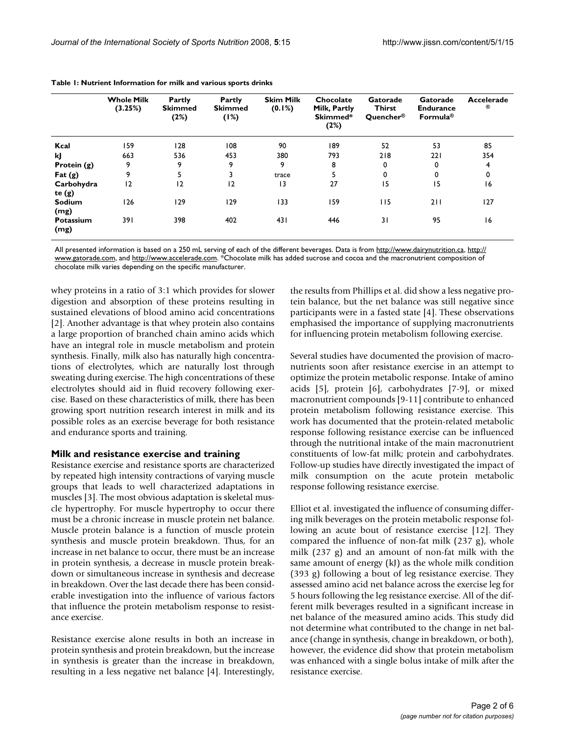**Table 1: Nutrient Information for milk and various sports drinks**

| | Whole Milk (3.25%) | Partly Skimmed (2%) | Partly Skimmed (1%) | Skim Milk (0.1%) | Chocolate Milk, Partly Skimmed* (2%) | Gatorade Thirst Quencher® | Gatorade Endurance Formula® | Accelerade® |
|---|---|---|---|---|---|---|---|---|
| Kcal | 159 | 128 | 108 | 90 | 189 | 52 | 53 | 85 |
| kJ | 663 | 536 | 453 | 380 | 793 | 218 | 221 | 354 |
| Protein (g) | 9 | 9 | 9 | 9 | 8 | 0 | 0 | 4 |
| Fat (g) | 9 | 5 | 3 | trace | 5 | 0 | 0 | 0 |
| Carbohydrate (g) | 12 | 12 | 12 | 13 | 27 | 15 | 15 | 16 |
| Sodium (mg) | 126 | 129 | 129 | 133 | 159 | 115 | 211 | 127 |
| Potassium (mg) | 391 | 398 | 402 | 431 | 446 | 31 | 95 | 16 |

All presented information is based on a 250 mL serving of each of the different beverages. Data is from http://www.dairynutrition.ca, http://www.gatorade.com, and http://www.accelerade.com. *Chocolate milk has added sucrose and cocoa and the macronutrient composition of chocolate milk varies depending on the specific manufacturer.

whey proteins in a ratio of 3:1 which provides for slower digestion and absorption of these proteins resulting in sustained elevations of blood amino acid concentrations [2]. Another advantage is that whey protein also contains a large proportion of branched chain amino acids which have an integral role in muscle metabolism and protein synthesis. Finally, milk also has naturally high concentrations of electrolytes, which are naturally lost through sweating during exercise. The high concentrations of these electrolytes should aid in fluid recovery following exercise. Based on these characteristics of milk, there has been growing sport nutrition research interest in milk and its possible roles as an exercise beverage for both resistance and endurance sports and training.

## Milk and resistance exercise and training

Resistance exercise and resistance sports are characterized by repeated high intensity contractions of varying muscle groups that leads to well characterized adaptations in muscles [3]. The most obvious adaptation is skeletal muscle hypertrophy. For muscle hypertrophy to occur there must be a chronic increase in muscle protein net balance. Muscle protein balance is a function of muscle protein synthesis and muscle protein breakdown. Thus, for an increase in net balance to occur, there must be an increase in protein synthesis, a decrease in muscle protein breakdown or simultaneous increase in synthesis and decrease in breakdown. Over the last decade there has been considerable investigation into the influence of various factors that influence the protein metabolism response to resistance exercise.

Resistance exercise alone results in both an increase in protein synthesis and protein breakdown, but the increase in synthesis is greater than the increase in breakdown, resulting in a less negative net balance [4]. Interestingly, the results from Phillips et al. did show a less negative protein balance, but the net balance was still negative since participants were in a fasted state [4]. These observations emphasised the importance of supplying macronutrients for influencing protein metabolism following exercise.

Several studies have documented the provision of macronutrients soon after resistance exercise in an attempt to optimize the protein metabolic response. Intake of amino acids [5], protein [6], carbohydrates [7-9], or mixed macronutrient compounds [9-11] contribute to enhanced protein metabolism following resistance exercise. This work has documented that the protein-related metabolic response following resistance exercise can be influenced through the nutritional intake of the main macronutrient constituents of low-fat milk; protein and carbohydrates. Follow-up studies have directly investigated the impact of milk consumption on the acute protein metabolic response following resistance exercise.

Elliot et al. investigated the influence of consuming differing milk beverages on the protein metabolic response following an acute bout of resistance exercise [12]. They compared the influence of non-fat milk (237 g), whole milk (237 g) and an amount of non-fat milk with the same amount of energy (kJ) as the whole milk condition (393 g) following a bout of leg resistance exercise. They assessed amino acid net balance across the exercise leg for 5 hours following the leg resistance exercise. All of the different milk beverages resulted in a significant increase in net balance of the measured amino acids. This study did not determine what contributed to the change in net balance (change in synthesis, change in breakdown, or both), however, the evidence did show that protein metabolism was enhanced with a single bolus intake of milk after the resistance exercise.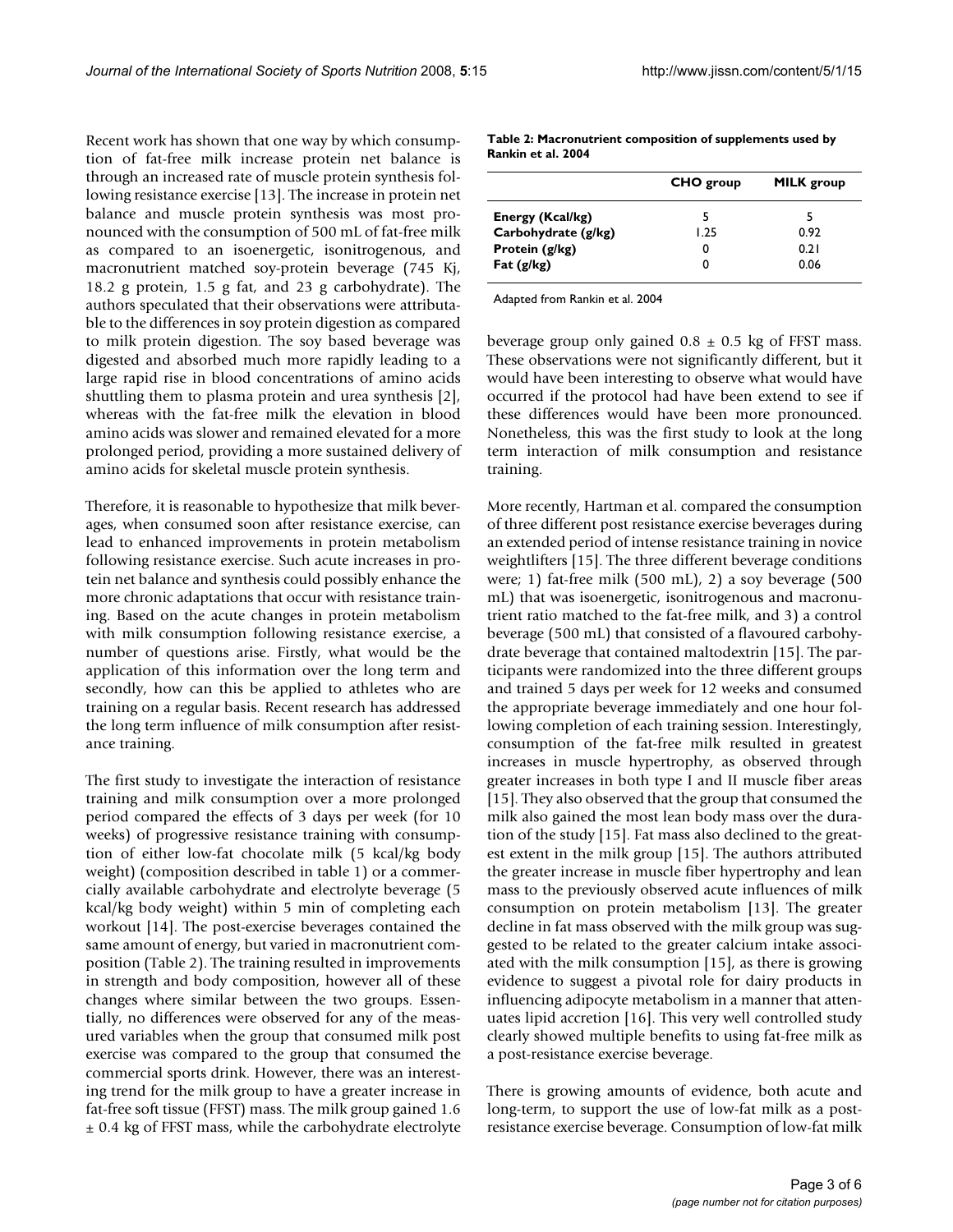Recent work has shown that one way by which consumption of fat-free milk increase protein net balance is through an increased rate of muscle protein synthesis following resistance exercise [13]. The increase in protein net balance and muscle protein synthesis was most pronounced with the consumption of 500 mL of fat-free milk as compared to an isoenergetic, isonitrogenous, and macronutrient matched soy-protein beverage (745 Kj, 18.2 g protein, 1.5 g fat, and 23 g carbohydrate). The authors speculated that their observations were attributable to the differences in soy protein digestion as compared to milk protein digestion. The soy based beverage was digested and absorbed much more rapidly leading to a large rapid rise in blood concentrations of amino acids shuttling them to plasma protein and urea synthesis [2], whereas with the fat-free milk the elevation in blood amino acids was slower and remained elevated for a more prolonged period, providing a more sustained delivery of amino acids for skeletal muscle protein synthesis.

Therefore, it is reasonable to hypothesize that milk beverages, when consumed soon after resistance exercise, can lead to enhanced improvements in protein metabolism following resistance exercise. Such acute increases in protein net balance and synthesis could possibly enhance the more chronic adaptations that occur with resistance training. Based on the acute changes in protein metabolism with milk consumption following resistance exercise, a number of questions arise. Firstly, what would be the application of this information over the long term and secondly, how can this be applied to athletes who are training on a regular basis. Recent research has addressed the long term influence of milk consumption after resistance training.

The first study to investigate the interaction of resistance training and milk consumption over a more prolonged period compared the effects of 3 days per week (for 10 weeks) of progressive resistance training with consumption of either low-fat chocolate milk (5 kcal/kg body weight) (composition described in table 1) or a commercially available carbohydrate and electrolyte beverage (5 kcal/kg body weight) within 5 min of completing each workout [14]. The post-exercise beverages contained the same amount of energy, but varied in macronutrient composition (Table 2). The training resulted in improvements in strength and body composition, however all of these changes where similar between the two groups. Essentially, no differences were observed for any of the measured variables when the group that consumed milk post exercise was compared to the group that consumed the commercial sports drink. However, there was an interesting trend for the milk group to have a greater increase in fat-free soft tissue (FFST) mass. The milk group gained 1.6 ± 0.4 kg of FFST mass, while the carbohydrate electrolyte beverage group only gained 0.8 ± 0.5 kg of FFST mass. These observations were not significantly different, but it would have been interesting to observe what would have occurred if the protocol had have been extend to see if these differences would have been more pronounced. Nonetheless, this was the first study to look at the long term interaction of milk consumption and resistance training.

**Table 2: Macronutrient composition of supplements used by Rankin et al. 2004**

| | CHO group | MILK group |
|---|---|---|
| Energy (Kcal/kg) | 5 | 5 |
| Carbohydrate (g/kg) | 1.25 | 0.92 |
| Protein (g/kg) | 0 | 0.21 |
| Fat (g/kg) | 0 | 0.06 |

Adapted from Rankin et al. 2004

More recently, Hartman et al. compared the consumption of three different post resistance exercise beverages during an extended period of intense resistance training in novice weightlifters [15]. The three different beverage conditions were; 1) fat-free milk (500 mL), 2) a soy beverage (500 mL) that was isoenergetic, isonitrogenous and macronutrient ratio matched to the fat-free milk, and 3) a control beverage (500 mL) that consisted of a flavoured carbohydrate beverage that contained maltodextrin [15]. The participants were randomized into the three different groups and trained 5 days per week for 12 weeks and consumed the appropriate beverage immediately and one hour following completion of each training session. Interestingly, consumption of the fat-free milk resulted in greatest increases in muscle hypertrophy, as observed through greater increases in both type I and II muscle fiber areas [15]. They also observed that the group that consumed the milk also gained the most lean body mass over the duration of the study [15]. Fat mass also declined to the greatest extent in the milk group [15]. The authors attributed the greater increase in muscle fiber hypertrophy and lean mass to the previously observed acute influences of milk consumption on protein metabolism [13]. The greater decline in fat mass observed with the milk group was suggested to be related to the greater calcium intake associated with the milk consumption [15], as there is growing evidence to suggest a pivotal role for dairy products in influencing adipocyte metabolism in a manner that attenuates lipid accretion [16]. This very well controlled study clearly showed multiple benefits to using fat-free milk as a post-resistance exercise beverage.

There is growing amounts of evidence, both acute and long-term, to support the use of low-fat milk as a post-resistance exercise beverage. Consumption of low-fat milk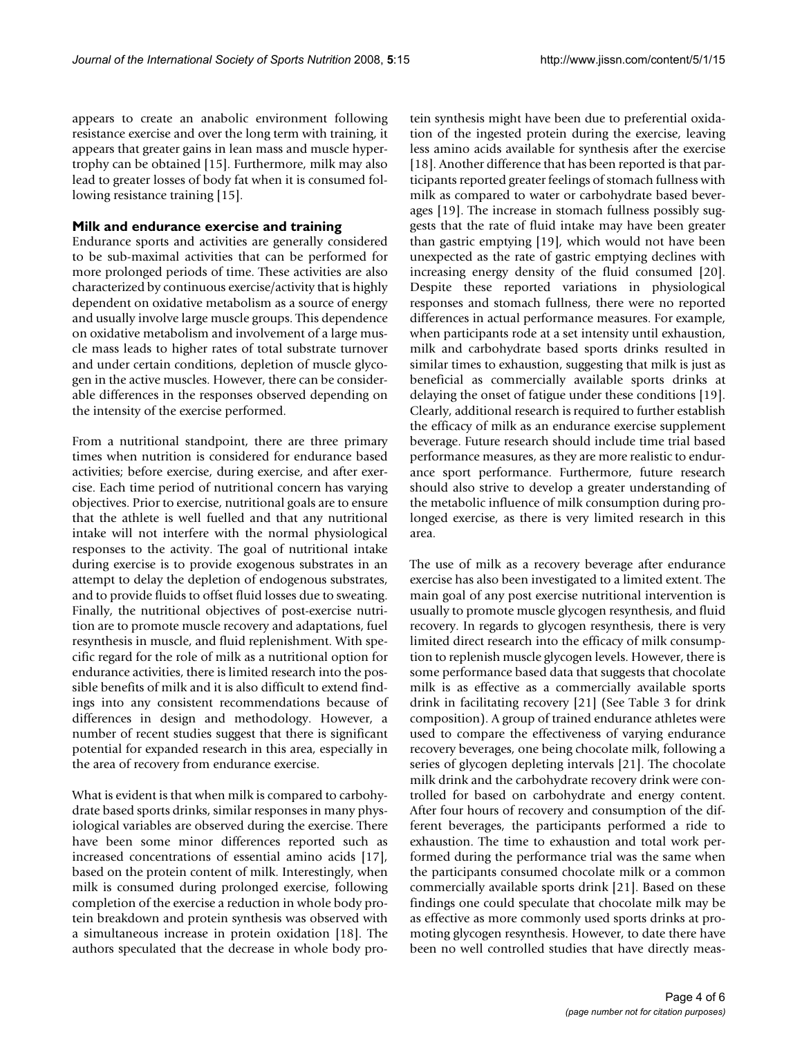appears to create an anabolic environment following resistance exercise and over the long term with training, it appears that greater gains in lean mass and muscle hypertrophy can be obtained [15]. Furthermore, milk may also lead to greater losses of body fat when it is consumed following resistance training [15].

### Milk and endurance exercise and training

Endurance sports and activities are generally considered to be sub-maximal activities that can be performed for more prolonged periods of time. These activities are also characterized by continuous exercise/activity that is highly dependent on oxidative metabolism as a source of energy and usually involve large muscle groups. This dependence on oxidative metabolism and involvement of a large muscle mass leads to higher rates of total substrate turnover and under certain conditions, depletion of muscle glycogen in the active muscles. However, there can be considerable differences in the responses observed depending on the intensity of the exercise performed.

From a nutritional standpoint, there are three primary times when nutrition is considered for endurance based activities; before exercise, during exercise, and after exercise. Each time period of nutritional concern has varying objectives. Prior to exercise, nutritional goals are to ensure that the athlete is well fuelled and that any nutritional intake will not interfere with the normal physiological responses to the activity. The goal of nutritional intake during exercise is to provide exogenous substrates in an attempt to delay the depletion of endogenous substrates, and to provide fluids to offset fluid losses due to sweating. Finally, the nutritional objectives of post-exercise nutrition are to promote muscle recovery and adaptations, fuel resynthesis in muscle, and fluid replenishment. With specific regard for the role of milk as a nutritional option for endurance activities, there is limited research into the possible benefits of milk and it is also difficult to extend findings into any consistent recommendations because of differences in design and methodology. However, a number of recent studies suggest that there is significant potential for expanded research in this area, especially in the area of recovery from endurance exercise.

What is evident is that when milk is compared to carbohydrate based sports drinks, similar responses in many physiological variables are observed during the exercise. There have been some minor differences reported such as increased concentrations of essential amino acids [17], based on the protein content of milk. Interestingly, when milk is consumed during prolonged exercise, following completion of the exercise a reduction in whole body protein breakdown and protein synthesis was observed with a simultaneous increase in protein oxidation [18]. The authors speculated that the decrease in whole body protein synthesis might have been due to preferential oxidation of the ingested protein during the exercise, leaving less amino acids available for synthesis after the exercise [18]. Another difference that has been reported is that participants reported greater feelings of stomach fullness with milk as compared to water or carbohydrate based beverages [19]. The increase in stomach fullness possibly suggests that the rate of fluid intake may have been greater than gastric emptying [19], which would not have been unexpected as the rate of gastric emptying declines with increasing energy density of the fluid consumed [20]. Despite these reported variations in physiological responses and stomach fullness, there were no reported differences in actual performance measures. For example, when participants rode at a set intensity until exhaustion, milk and carbohydrate based sports drinks resulted in similar times to exhaustion, suggesting that milk is just as beneficial as commercially available sports drinks at delaying the onset of fatigue under these conditions [19]. Clearly, additional research is required to further establish the efficacy of milk as an endurance exercise supplement beverage. Future research should include time trial based performance measures, as they are more realistic to endurance sport performance. Furthermore, future research should also strive to develop a greater understanding of the metabolic influence of milk consumption during prolonged exercise, as there is very limited research in this area.

The use of milk as a recovery beverage after endurance exercise has also been investigated to a limited extent. The main goal of any post exercise nutritional intervention is usually to promote muscle glycogen resynthesis, and fluid recovery. In regards to glycogen resynthesis, there is very limited direct research into the efficacy of milk consumption to replenish muscle glycogen levels. However, there is some performance based data that suggests that chocolate milk is as effective as a commercially available sports drink in facilitating recovery [21] (See Table 3 for drink composition). A group of trained endurance athletes were used to compare the effectiveness of varying endurance recovery beverages, one being chocolate milk, following a series of glycogen depleting intervals [21]. The chocolate milk drink and the carbohydrate recovery drink were controlled for based on carbohydrate and energy content. After four hours of recovery and consumption of the different beverages, the participants performed a ride to exhaustion. The time to exhaustion and total work performed during the performance trial was the same when the participants consumed chocolate milk or a common commercially available sports drink [21]. Based on these findings one could speculate that chocolate milk may be as effective as more commonly used sports drinks at promoting glycogen resynthesis. However, to date there have been no well controlled studies that have directly meas-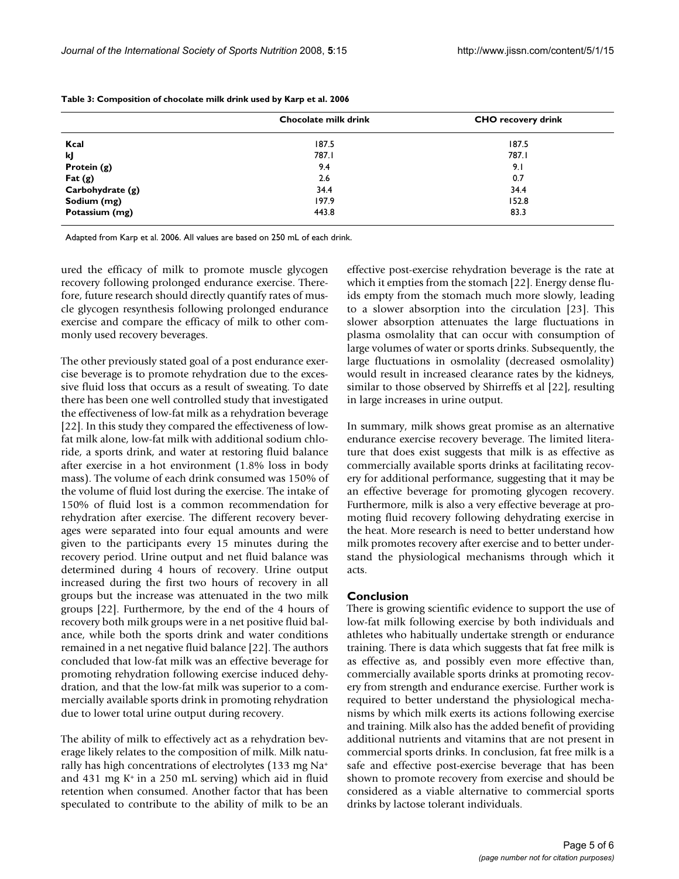**Table 3: Composition of chocolate milk drink used by Karp et al. 2006**

| | Chocolate milk drink | CHO recovery drink |
|---|---|---|
| **Kcal** | 187.5 | 187.5 |
| **kJ** | 787.1 | 787.1 |
| **Protein (g)** | 9.4 | 9.1 |
| **Fat (g)** | 2.6 | 0.7 |
| **Carbohydrate (g)** | 34.4 | 34.4 |
| **Sodium (mg)** | 197.9 | 152.8 |
| **Potassium (mg)** | 443.8 | 83.3 |

Adapted from Karp et al. 2006. All values are based on 250 mL of each drink.

ured the efficacy of milk to promote muscle glycogen recovery following prolonged endurance exercise. Therefore, future research should directly quantify rates of muscle glycogen resynthesis following prolonged endurance exercise and compare the efficacy of milk to other commonly used recovery beverages.

The other previously stated goal of a post endurance exercise beverage is to promote rehydration due to the excessive fluid loss that occurs as a result of sweating. To date there has been one well controlled study that investigated the effectiveness of low-fat milk as a rehydration beverage [22]. In this study they compared the effectiveness of low-fat milk alone, low-fat milk with additional sodium chloride, a sports drink, and water at restoring fluid balance after exercise in a hot environment (1.8% loss in body mass). The volume of each drink consumed was 150% of the volume of fluid lost during the exercise. The intake of 150% of fluid lost is a common recommendation for rehydration after exercise. The different recovery beverages were separated into four equal amounts and were given to the participants every 15 minutes during the recovery period. Urine output and net fluid balance was determined during 4 hours of recovery. Urine output increased during the first two hours of recovery in all groups but the increase was attenuated in the two milk groups [22]. Furthermore, by the end of the 4 hours of recovery both milk groups were in a net positive fluid balance, while both the sports drink and water conditions remained in a net negative fluid balance [22]. The authors concluded that low-fat milk was an effective beverage for promoting rehydration following exercise induced dehydration, and that the low-fat milk was superior to a commercially available sports drink in promoting rehydration due to lower total urine output during recovery.

The ability of milk to effectively act as a rehydration beverage likely relates to the composition of milk. Milk naturally has high concentrations of electrolytes (133 mg $Na^+$ and 431 mg $K^+$ in a 250 mL serving) which aid in fluid retention when consumed. Another factor that has been speculated to contribute to the ability of milk to be an effective post-exercise rehydration beverage is the rate at which it empties from the stomach [22]. Energy dense fluids empty from the stomach much more slowly, leading to a slower absorption into the circulation [23]. This slower absorption attenuates the large fluctuations in plasma osmolality that can occur with consumption of large volumes of water or sports drinks. Subsequently, the large fluctuations in osmolality (decreased osmolality) would result in increased clearance rates by the kidneys, similar to those observed by Shirreffs et al [22], resulting in large increases in urine output.

In summary, milk shows great promise as an alternative endurance exercise recovery beverage. The limited literature that does exist suggests that milk is as effective as commercially available sports drinks at facilitating recovery for additional performance, suggesting that it may be an effective beverage for promoting glycogen recovery. Furthermore, milk is also a very effective beverage at promoting fluid recovery following dehydrating exercise in the heat. More research is need to better understand how milk promotes recovery after exercise and to better understand the physiological mechanisms through which it acts.

## Conclusion

There is growing scientific evidence to support the use of low-fat milk following exercise by both individuals and athletes who habitually undertake strength or endurance training. There is data which suggests that fat free milk is as effective as, and possibly even more effective than, commercially available sports drinks at promoting recovery from strength and endurance exercise. Further work is required to better understand the physiological mechanisms by which milk exerts its actions following exercise and training. Milk also has the added benefit of providing additional nutrients and vitamins that are not present in commercial sports drinks. In conclusion, fat free milk is a safe and effective post-exercise beverage that has been shown to promote recovery from exercise and should be considered as a viable alternative to commercial sports drinks by lactose tolerant individuals.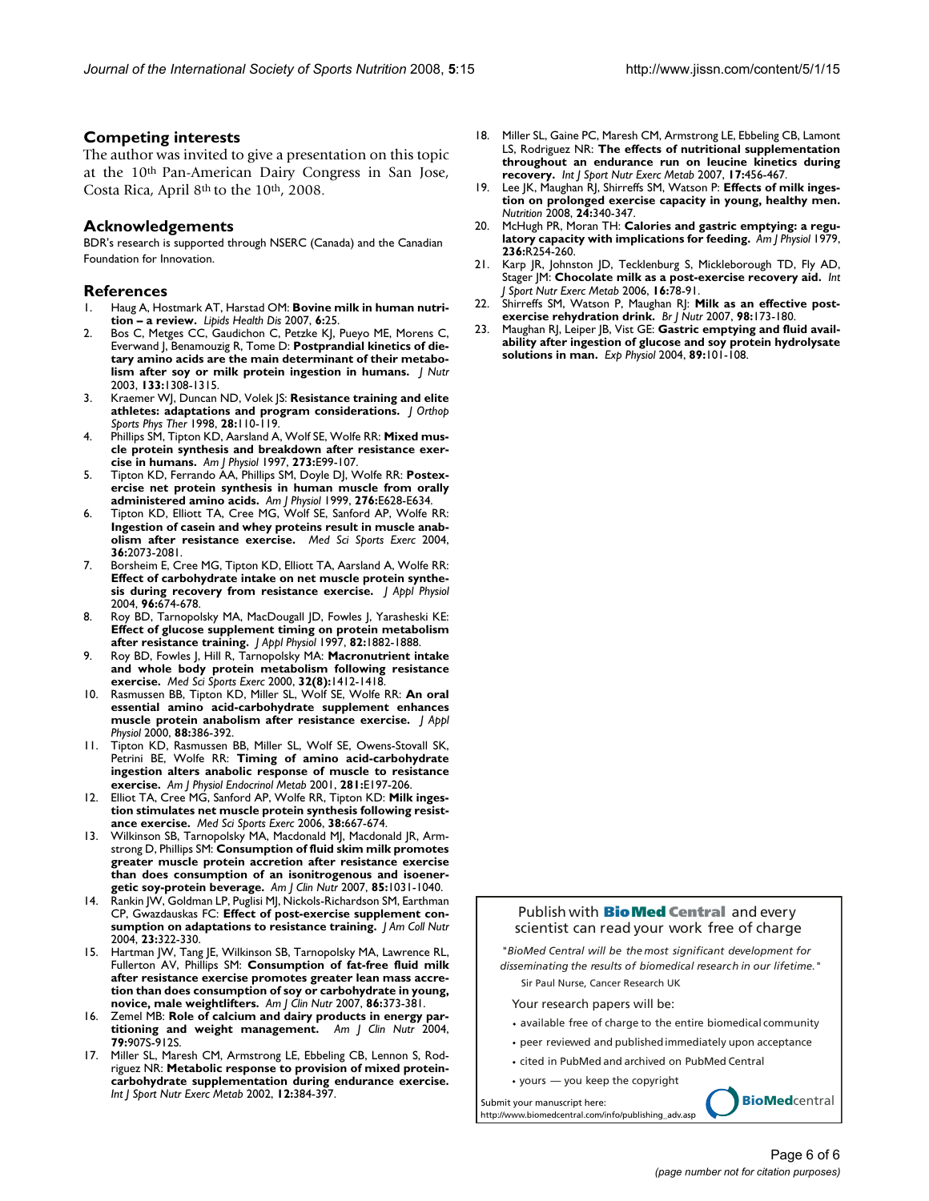## Competing interests

The author was invited to give a presentation on this topic at the 10th Pan-American Dairy Congress in San Jose, Costa Rica, April 8th to the 10th, 2008.

## Acknowledgements

BDR's research is supported through NSERC (Canada) and the Canadian Foundation for Innovation.

## References

1. Haug A, Hostmark AT, Harstad OM: **Bovine milk in human nutrition – a review.** *Lipids Health Dis* 2007, **6:**25.
2. Bos C, Metges CC, Gaudichon C, Petzke KJ, Pueyo ME, Morens C, Everwand J, Benamouzig R, Tome D: **Postprandial kinetics of dietary amino acids are the main determinant of their metabolism after soy or milk protein ingestion in humans.** *J Nutr* 2003, **133:**1308-1315.
3. Kraemer WJ, Duncan ND, Volek JS: **Resistance training and elite athletes: adaptations and program considerations.** *J Orthop Sports Phys Ther* 1998, **28:**110-119.
4. Phillips SM, Tipton KD, Aarsland A, Wolf SE, Wolfe RR: **Mixed muscle protein synthesis and breakdown after resistance exercise in humans.** *Am J Physiol* 1997, **273:**E99-107.
5. Tipton KD, Ferrando AA, Phillips SM, Doyle DJ, Wolfe RR: **Postexercise net protein synthesis in human muscle from orally administered amino acids.** *Am J Physiol* 1999, **276:**E628-E634.
6. Tipton KD, Elliott TA, Cree MG, Wolf SE, Sanford AP, Wolfe RR: **Ingestion of casein and whey proteins result in muscle anabolism after resistance exercise.** *Med Sci Sports Exerc* 2004, **36:**2073-2081.
7. Borsheim E, Cree MG, Tipton KD, Elliott TA, Aarsland A, Wolfe RR: **Effect of carbohydrate intake on net muscle protein synthesis during recovery from resistance exercise.** *J Appl Physiol* 2004, **96:**674-678.
8. Roy BD, Tarnopolsky MA, MacDougall JD, Fowles J, Yarasheski KE: **Effect of glucose supplement timing on protein metabolism after resistance training.** *J Appl Physiol* 1997, **82:**1882-1888.
9. Roy BD, Fowles J, Hill R, Tarnopolsky MA: **Macronutrient intake and whole body protein metabolism following resistance exercise.** *Med Sci Sports Exerc* 2000, **32(8):**1412-1418.
10. Rasmussen BB, Tipton KD, Miller SL, Wolf SE, Wolfe RR: **An oral essential amino acid-carbohydrate supplement enhances muscle protein anabolism after resistance exercise.** *J Appl Physiol* 2000, **88:**386-392.
11. Tipton KD, Rasmussen BB, Miller SL, Wolf SE, Owens-Stovall SK, Petrini BE, Wolfe RR: **Timing of amino acid-carbohydrate ingestion alters anabolic response of muscle to resistance exercise.** *Am J Physiol Endocrinol Metab* 2001, **281:**E197-206.
12. Elliot TA, Cree MG, Sanford AP, Wolfe RR, Tipton KD: **Milk ingestion stimulates net muscle protein synthesis following resistance exercise.** *Med Sci Sports Exerc* 2006, **38:**667-674.
13. Wilkinson SB, Tarnopolsky MA, Macdonald MJ, Macdonald JR, Armstrong D, Phillips SM: **Consumption of fluid skim milk promotes greater muscle protein accretion after resistance exercise than does consumption of an isonitrogenous and isoenergetic soy-protein beverage.** *Am J Clin Nutr* 2007, **85:**1031-1040.
14. Rankin JW, Goldman LP, Puglisi MJ, Nickols-Richardson SM, Earthman CP, Gwazdauskas FC: **Effect of post-exercise supplement consumption on adaptations to resistance training.** *J Am Coll Nutr* 2004, **23:**322-330.
15. Hartman JW, Tang JE, Wilkinson SB, Tarnopolsky MA, Lawrence RL, Fullerton AV, Phillips SM: **Consumption of fat-free fluid milk after resistance exercise promotes greater lean mass accretion than does consumption of soy or carbohydrate in young, novice, male weightlifters.** *Am J Clin Nutr* 2007, **86:**373-381.
16. Zemel MB: **Role of calcium and dairy products in energy partitioning and weight management.** *Am J Clin Nutr* 2004, **79:**907S-912S.
17. Miller SL, Maresh CM, Armstrong LE, Ebbeling CB, Lennon S, Rodriguez NR: **Metabolic response to provision of mixed protein-carbohydrate supplementation during endurance exercise.** *Int J Sport Nutr Exerc Metab* 2002, **12:**384-397.
18. Miller SL, Gaine PC, Maresh CM, Armstrong LE, Ebbeling CB, Lamont LS, Rodriguez NR: **The effects of nutritional supplementation throughout an endurance run on leucine kinetics during recovery.** *Int J Sport Nutr Exerc Metab* 2007, **17:**456-467.
19. Lee JK, Maughan RJ, Shirreffs SM, Watson P: **Effects of milk ingestion on prolonged exercise capacity in young, healthy men.** *Nutrition* 2008, **24:**340-347.
20. McHugh PR, Moran TH: **Calories and gastric emptying: a regulatory capacity with implications for feeding.** *Am J Physiol* 1979, **236:**R254-260.
21. Karp JR, Johnston JD, Tecklenburg S, Mickleborough TD, Fly AD, Stager JM: **Chocolate milk as a post-exercise recovery aid.** *Int J Sport Nutr Exerc Metab* 2006, **16:**78-91.
22. Shirreffs SM, Watson P, Maughan RJ: **Milk as an effective post-exercise rehydration drink.** *Br J Nutr* 2007, **98:**173-180.
23. Maughan RJ, Leiper JB, Vist GE: **Gastric emptying and fluid availability after ingestion of glucose and soy protein hydrolysate solutions in man.** *Exp Physiol* 2004, **89:**101-108.

Publish with **BioMed Central** and every scientist can read your work free of charge

*"BioMed Central will be the most significant development for disseminating the results of biomedical research in our lifetime."*

Sir Paul Nurse, Cancer Research UK

Your research papers will be:

- available free of charge to the entire biomedical community
- peer reviewed and published immediately upon acceptance
- cited in PubMed and archived on PubMed Central
- yours — you keep the copyright

Submit your manuscript here:
http://www.biomedcentral.com/info/publishing_adv.asp

BioMedcentral